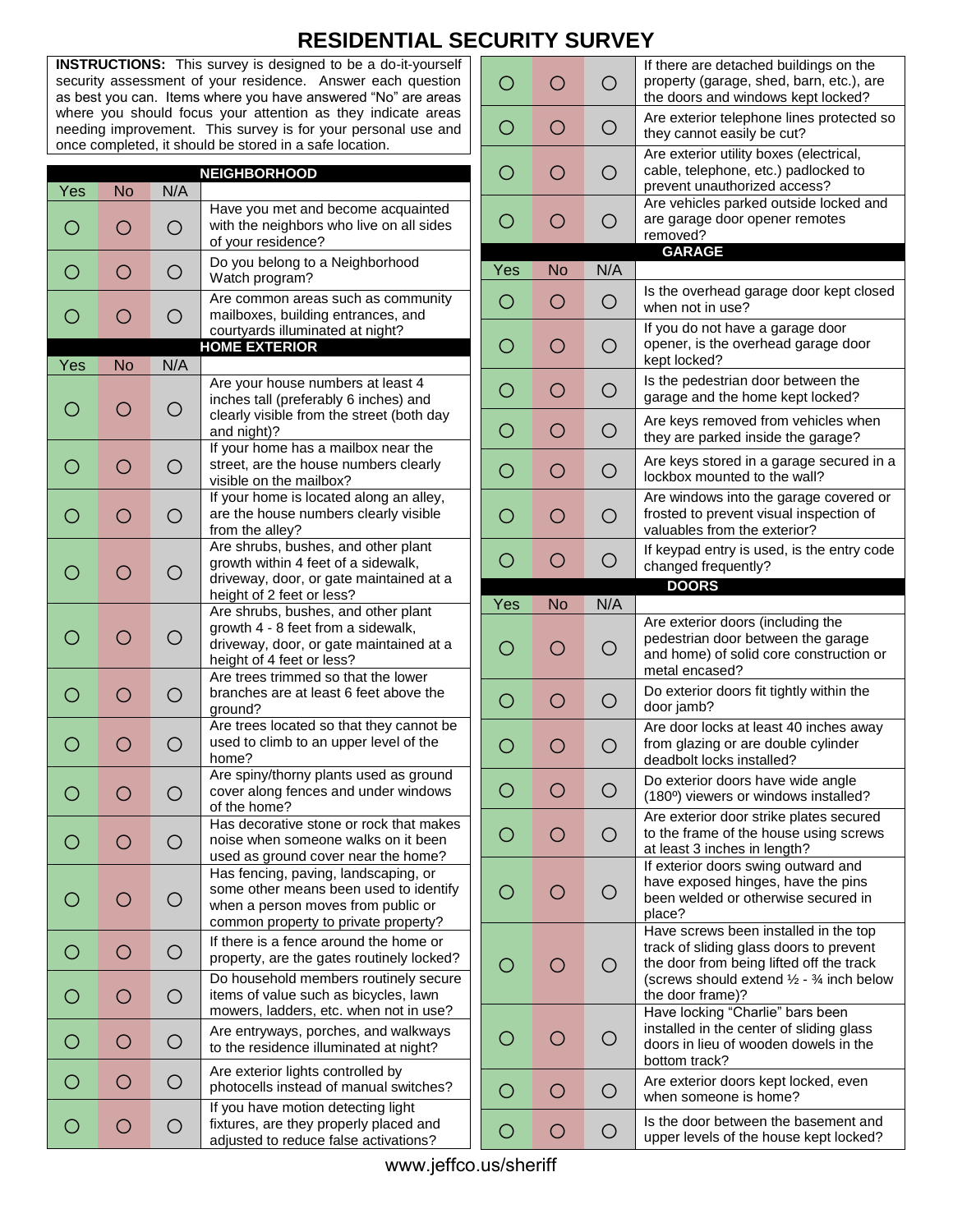# RESIDENTIAL SECURITY SURVEY

**INSTRUCTIONS:** This survey is designed to be a do-it-yourself security assessment of your residence. Answer each question as best you can. Items where you have answered "No" are areas where you should focus your attention as they indicate areas needing improvement. This survey is for your personal use and once completed, it should be stored in a safe location.

## NEIGHBORHOOD

| Yes | No | N/A | |
|---|---|---|---|
| ○ | ○ | ○ | Have you met and become acquainted with the neighbors who live on all sides of your residence? |
| ○ | ○ | ○ | Do you belong to a Neighborhood Watch program? |
| ○ | ○ | ○ | Are common areas such as community mailboxes, building entrances, and courtyards illuminated at night? |

## HOME EXTERIOR

| Yes | No | N/A | |
|---|---|---|---|
| ○ | ○ | ○ | Are your house numbers at least 4 inches tall (preferably 6 inches) and clearly visible from the street (both day and night)? |
| ○ | ○ | ○ | If your home has a mailbox near the street, are the house numbers clearly visible on the mailbox? |
| ○ | ○ | ○ | If your home is located along an alley, are the house numbers clearly visible from the alley? |
| ○ | ○ | ○ | Are shrubs, bushes, and other plant growth within 4 feet of a sidewalk, driveway, door, or gate maintained at a height of 2 feet or less? |
| ○ | ○ | ○ | Are shrubs, bushes, and other plant growth 4 - 8 feet from a sidewalk, driveway, door, or gate maintained at a height of 4 feet or less? |
| ○ | ○ | ○ | Are trees trimmed so that the lower branches are at least 6 feet above the ground? |
| ○ | ○ | ○ | Are trees located so that they cannot be used to climb to an upper level of the home? |
| ○ | ○ | ○ | Are spiny/thorny plants used as ground cover along fences and under windows of the home? |
| ○ | ○ | ○ | Has decorative stone or rock that makes noise when someone walks on it been used as ground cover near the home? |
| ○ | ○ | ○ | Has fencing, paving, landscaping, or some other means been used to identify when a person moves from public or common property to private property? |
| ○ | ○ | ○ | If there is a fence around the home or property, are the gates routinely locked? |
| ○ | ○ | ○ | Do household members routinely secure items of value such as bicycles, lawn mowers, ladders, etc. when not in use? |
| ○ | ○ | ○ | Are entryways, porches, and walkways to the residence illuminated at night? |
| ○ | ○ | ○ | Are exterior lights controlled by photocells instead of manual switches? |
| ○ | ○ | ○ | If you have motion detecting light fixtures, are they properly placed and adjusted to reduce false activations? |
| ○ | ○ | ○ | If there are detached buildings on the property (garage, shed, barn, etc.), are the doors and windows kept locked? |
| ○ | ○ | ○ | Are exterior telephone lines protected so they cannot easily be cut? |
| ○ | ○ | ○ | Are exterior utility boxes (electrical, cable, telephone, etc.) padlocked to prevent unauthorized access? |
| ○ | ○ | ○ | Are vehicles parked outside locked and are garage door opener remotes removed? |

## GARAGE

| Yes | No | N/A | |
|---|---|---|---|
| ○ | ○ | ○ | Is the overhead garage door kept closed when not in use? |
| ○ | ○ | ○ | If you do not have a garage door opener, is the overhead garage door kept locked? |
| ○ | ○ | ○ | Is the pedestrian door between the garage and the home kept locked? |
| ○ | ○ | ○ | Are keys removed from vehicles when they are parked inside the garage? |
| ○ | ○ | ○ | Are keys stored in a garage secured in a lockbox mounted to the wall? |
| ○ | ○ | ○ | Are windows into the garage covered or frosted to prevent visual inspection of valuables from the exterior? |
| ○ | ○ | ○ | If keypad entry is used, is the entry code changed frequently? |

## DOORS

| Yes | No | N/A | |
|---|---|---|---|
| ○ | ○ | ○ | Are exterior doors (including the pedestrian door between the garage and home) of solid core construction or metal encased? |
| ○ | ○ | ○ | Do exterior doors fit tightly within the door jamb? |
| ○ | ○ | ○ | Are door locks at least 40 inches away from glazing or are double cylinder deadbolt locks installed? |
| ○ | ○ | ○ | Do exterior doors have wide angle (180º) viewers or windows installed? |
| ○ | ○ | ○ | Are exterior door strike plates secured to the frame of the house using screws at least 3 inches in length? |
| ○ | ○ | ○ | If exterior doors swing outward and have exposed hinges, have the pins been welded or otherwise secured in place? |
| ○ | ○ | ○ | Have screws been installed in the top track of sliding glass doors to prevent the door from being lifted off the track (screws should extend ½ - ¾ inch below the door frame)? |
| ○ | ○ | ○ | Have locking "Charlie" bars been installed in the center of sliding glass doors in lieu of wooden dowels in the bottom track? |
| ○ | ○ | ○ | Are exterior doors kept locked, even when someone is home? |
| ○ | ○ | ○ | Is the door between the basement and upper levels of the house kept locked? |

www.jeffco.us/sheriff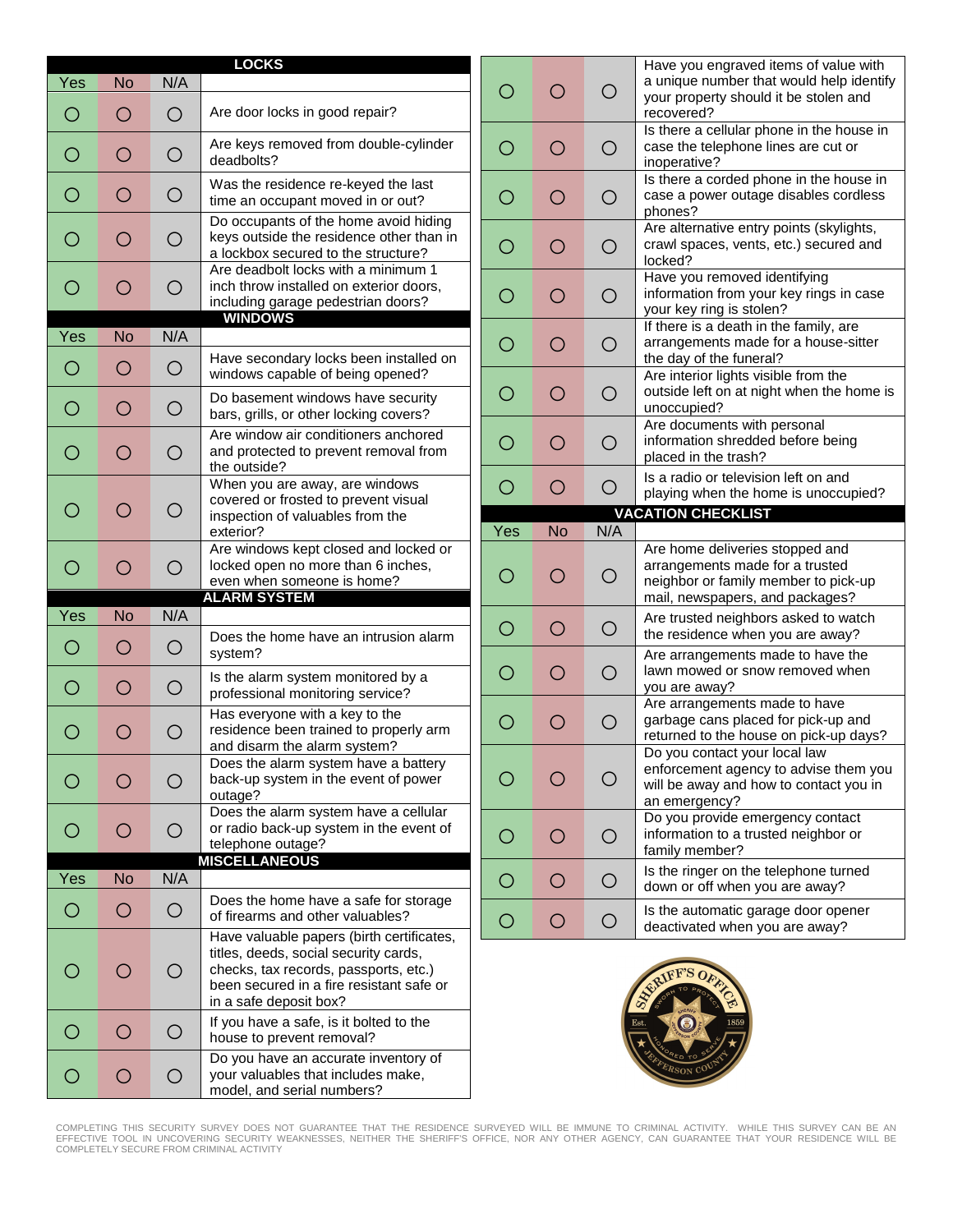## LOCKS

| Yes | No | N/A | |
|---|---|---|---|
| ○ | ○ | ○ | Are door locks in good repair? |
| ○ | ○ | ○ | Are keys removed from double-cylinder deadbolts? |
| ○ | ○ | ○ | Was the residence re-keyed the last time an occupant moved in or out? |
| ○ | ○ | ○ | Do occupants of the home avoid hiding keys outside the residence other than in a lockbox secured to the structure? |
| ○ | ○ | ○ | Are deadbolt locks with a minimum 1 inch throw installed on exterior doors, including garage pedestrian doors? |

## WINDOWS

| Yes | No | N/A | |
|---|---|---|---|
| ○ | ○ | ○ | Have secondary locks been installed on windows capable of being opened? |
| ○ | ○ | ○ | Do basement windows have security bars, grills, or other locking covers? |
| ○ | ○ | ○ | Are window air conditioners anchored and protected to prevent removal from the outside? |
| ○ | ○ | ○ | When you are away, are windows covered or frosted to prevent visual inspection of valuables from the exterior? |
| ○ | ○ | ○ | Are windows kept closed and locked or locked open no more than 6 inches, even when someone is home? |

## ALARM SYSTEM

| Yes | No | N/A | |
|---|---|---|---|
| ○ | ○ | ○ | Does the home have an intrusion alarm system? |
| ○ | ○ | ○ | Is the alarm system monitored by a professional monitoring service? |
| ○ | ○ | ○ | Has everyone with a key to the residence been trained to properly arm and disarm the alarm system? |
| ○ | ○ | ○ | Does the alarm system have a battery back-up system in the event of power outage? |
| ○ | ○ | ○ | Does the alarm system have a cellular or radio back-up system in the event of telephone outage? |

## MISCELLANEOUS

| Yes | No | N/A | |
|---|---|---|---|
| ○ | ○ | ○ | Does the home have a safe for storage of firearms and other valuables? |
| ○ | ○ | ○ | Have valuable papers (birth certificates, titles, deeds, social security cards, checks, tax records, passports, etc.) been secured in a fire resistant safe or in a safe deposit box? |
| ○ | ○ | ○ | If you have a safe, is it bolted to the house to prevent removal? |
| ○ | ○ | ○ | Do you have an accurate inventory of your valuables that includes make, model, and serial numbers? |
| ○ | ○ | ○ | Have you engraved items of value with a unique number that would help identify your property should it be stolen and recovered? |
| ○ | ○ | ○ | Is there a cellular phone in the house in case the telephone lines are cut or inoperative? |
| ○ | ○ | ○ | Is there a corded phone in the house in case a power outage disables cordless phones? |
| ○ | ○ | ○ | Are alternative entry points (skylights, crawl spaces, vents, etc.) secured and locked? |
| ○ | ○ | ○ | Have you removed identifying information from your key rings in case your key ring is stolen? |
| ○ | ○ | ○ | If there is a death in the family, are arrangements made for a house-sitter the day of the funeral? |
| ○ | ○ | ○ | Are interior lights visible from the outside left on at night when the home is unoccupied? |
| ○ | ○ | ○ | Are documents with personal information shredded before being placed in the trash? |
| ○ | ○ | ○ | Is a radio or television left on and playing when the home is unoccupied? |

## VACATION CHECKLIST

| Yes | No | N/A | |
|---|---|---|---|
| ○ | ○ | ○ | Are home deliveries stopped and arrangements made for a trusted neighbor or family member to pick-up mail, newspapers, and packages? |
| ○ | ○ | ○ | Are trusted neighbors asked to watch the residence when you are away? |
| ○ | ○ | ○ | Are arrangements made to have the lawn mowed or snow removed when you are away? |
| ○ | ○ | ○ | Are arrangements made to have garbage cans placed for pick-up and returned to the house on pick-up days? |
| ○ | ○ | ○ | Do you contact your local law enforcement agency to advise them you will be away and how to contact you in an emergency? |
| ○ | ○ | ○ | Do you provide emergency contact information to a trusted neighbor or family member? |
| ○ | ○ | ○ | Is the ringer on the telephone turned down or off when you are away? |
| ○ | ○ | ○ | Is the automatic garage door opener deactivated when you are away? |

SHERIFF'S OFFICE · SWORN TO PROTECT · HONORED TO SERVE · Est. 1859 · JEFFERSON COUNTY

COMPLETING THIS SECURITY SURVEY DOES NOT GUARANTEE THAT THE RESIDENCE SURVEYED WILL BE IMMUNE TO CRIMINAL ACTIVITY. WHILE THIS SURVEY CAN BE AN EFFECTIVE TOOL IN UNCOVERING SECURITY WEAKNESSES, NEITHER THE SHERIFF'S OFFICE, NOR ANY OTHER AGENCY, CAN GUARANTEE THAT YOUR RESIDENCE WILL BE COMPLETELY SECURE FROM CRIMINAL ACTIVITY